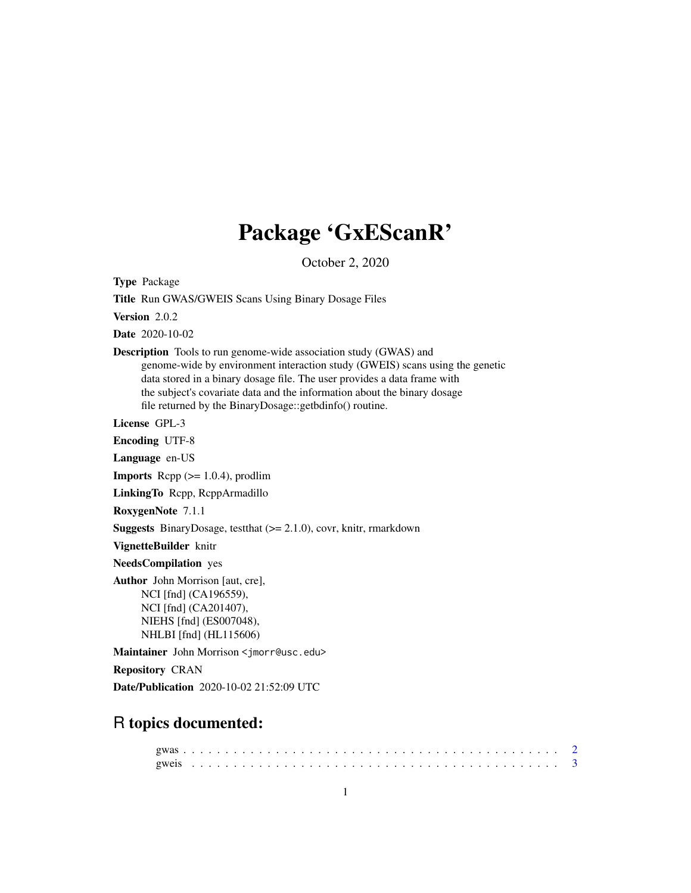# Package 'GxEScanR'

October 2, 2020

**Type** Package

**Title** Run GWAS/GWEIS Scans Using Binary Dosage Files

**Version** 2.0.2

**Date** 2020-10-02

**Description** Tools to run genome-wide association study (GWAS) and genome-wide by environment interaction study (GWEIS) scans using the genetic data stored in a binary dosage file. The user provides a data frame with the subject's covariate data and the information about the binary dosage file returned by the BinaryDosage::getbdinfo() routine.

**License** GPL-3

**Encoding** UTF-8

**Language** en-US

**Imports** Rcpp (>= 1.0.4), prodlim

**LinkingTo** Rcpp, RcppArmadillo

**RoxygenNote** 7.1.1

**Suggests** BinaryDosage, testthat (>= 2.1.0), covr, knitr, rmarkdown

**VignetteBuilder** knitr

**NeedsCompilation** yes

**Author** John Morrison [aut, cre],
NCI [fnd] (CA196559),
NCI [fnd] (CA201407),
NIEHS [fnd] (ES007048),
NHLBI [fnd] (HL115606)

**Maintainer** John Morrison <jmorr@usc.edu>

**Repository** CRAN

**Date/Publication** 2020-10-02 21:52:09 UTC

## R topics documented:

gwas . . . . . . . . . . . . . . . . . . . . . . . . . . . . . . . . . . . . . . . . . . 2
gweis . . . . . . . . . . . . . . . . . . . . . . . . . . . . . . . . . . . . . . . . . 3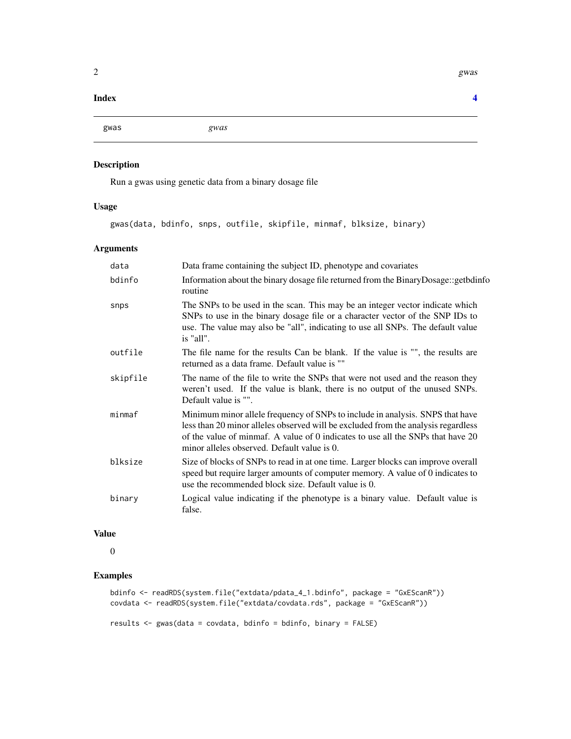**Index** **4**

| gwas | *gwas* |
|---|---|

## Description

Run a gwas using genetic data from a binary dosage file

## Usage

```
gwas(data, bdinfo, snps, outfile, skipfile, minmaf, blksize, binary)
```

## Arguments

| | |
|---|---|
| `data` | Data frame containing the subject ID, phenotype and covariates |
| `bdinfo` | Information about the binary dosage file returned from the BinaryDosage::getbdinfo routine |
| `snps` | The SNPs to be used in the scan. This may be an integer vector indicate which SNPs to use in the binary dosage file or a character vector of the SNP IDs to use. The value may also be "all", indicating to use all SNPs. The default value is "all". |
| `outfile` | The file name for the results Can be blank. If the value is "", the results are returned as a data frame. Default value is "" |
| `skipfile` | The name of the file to write the SNPs that were not used and the reason they weren't used. If the value is blank, there is no output of the unused SNPs. Default value is "". |
| `minmaf` | Minimum minor allele frequency of SNPs to include in analysis. SNPS that have less than 20 minor alleles observed will be excluded from the analysis regardless of the value of minmaf. A value of 0 indicates to use all the SNPs that have 20 minor alleles observed. Default value is 0. |
| `blksize` | Size of blocks of SNPs to read in at one time. Larger blocks can improve overall speed but require larger amounts of computer memory. A value of 0 indicates to use the recommended block size. Default value is 0. |
| `binary` | Logical value indicating if the phenotype is a binary value. Default value is false. |

## Value

0

## Examples

```
bdinfo <- readRDS(system.file("extdata/pdata_4_1.bdinfo", package = "GxEScanR"))
covdata <- readRDS(system.file("extdata/covdata.rds", package = "GxEScanR"))

results <- gwas(data = covdata, bdinfo = bdinfo, binary = FALSE)
```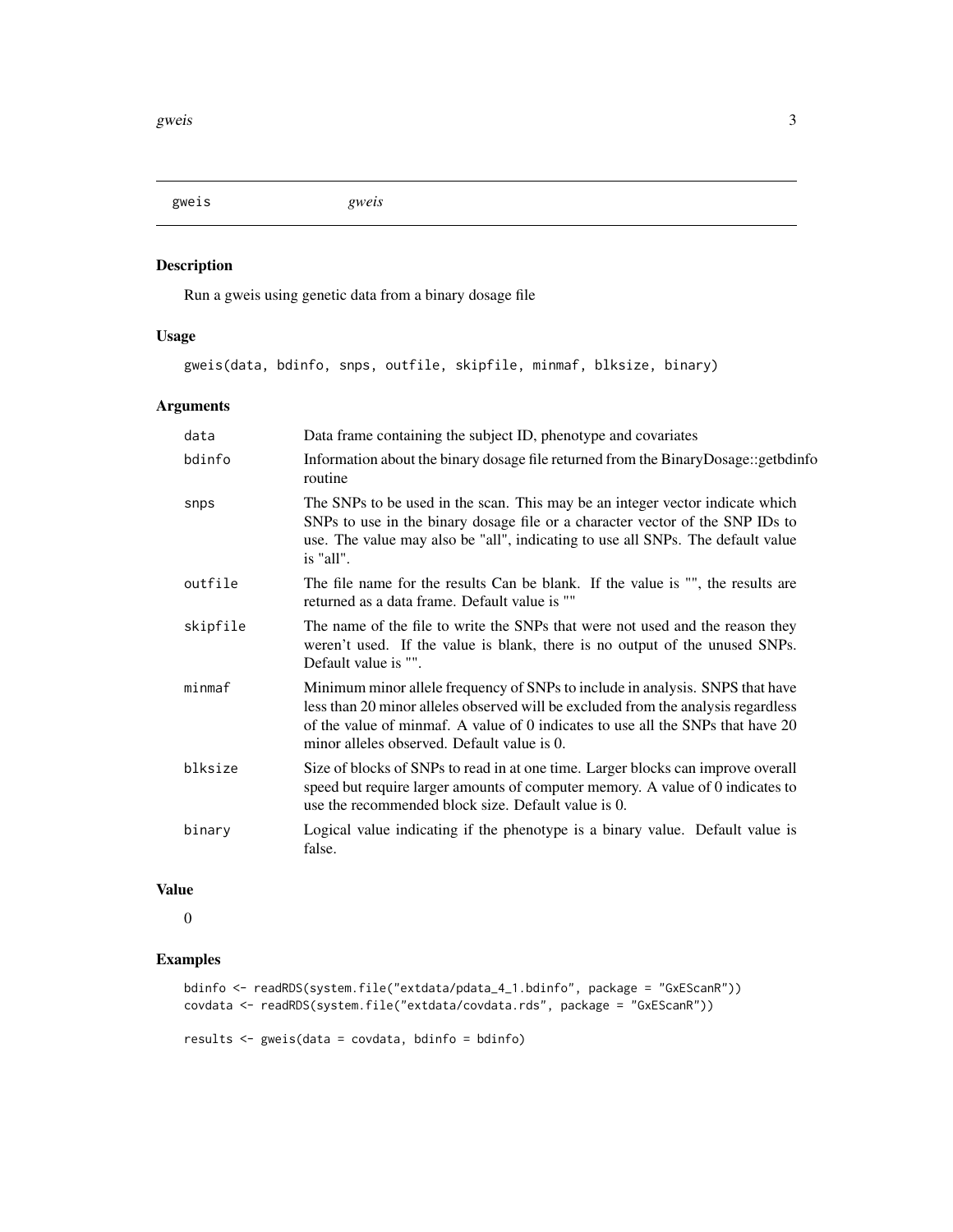## gweis — *gweis*

### Description

Run a gweis using genetic data from a binary dosage file

### Usage

```
gweis(data, bdinfo, snps, outfile, skipfile, minmaf, blksize, binary)
```

### Arguments

| | |
|---|---|
| `data` | Data frame containing the subject ID, phenotype and covariates |
| `bdinfo` | Information about the binary dosage file returned from the BinaryDosage::getbdinfo routine |
| `snps` | The SNPs to be used in the scan. This may be an integer vector indicate which SNPs to use in the binary dosage file or a character vector of the SNP IDs to use. The value may also be "all", indicating to use all SNPs. The default value is "all". |
| `outfile` | The file name for the results Can be blank. If the value is "", the results are returned as a data frame. Default value is "" |
| `skipfile` | The name of the file to write the SNPs that were not used and the reason they weren't used. If the value is blank, there is no output of the unused SNPs. Default value is "". |
| `minmaf` | Minimum minor allele frequency of SNPs to include in analysis. SNPS that have less than 20 minor alleles observed will be excluded from the analysis regardless of the value of minmaf. A value of 0 indicates to use all the SNPs that have 20 minor alleles observed. Default value is 0. |
| `blksize` | Size of blocks of SNPs to read in at one time. Larger blocks can improve overall speed but require larger amounts of computer memory. A value of 0 indicates to use the recommended block size. Default value is 0. |
| `binary` | Logical value indicating if the phenotype is a binary value. Default value is false. |

### Value

0

### Examples

```
bdinfo <- readRDS(system.file("extdata/pdata_4_1.bdinfo", package = "GxEScanR"))
covdata <- readRDS(system.file("extdata/covdata.rds", package = "GxEScanR"))

results <- gweis(data = covdata, bdinfo = bdinfo)
```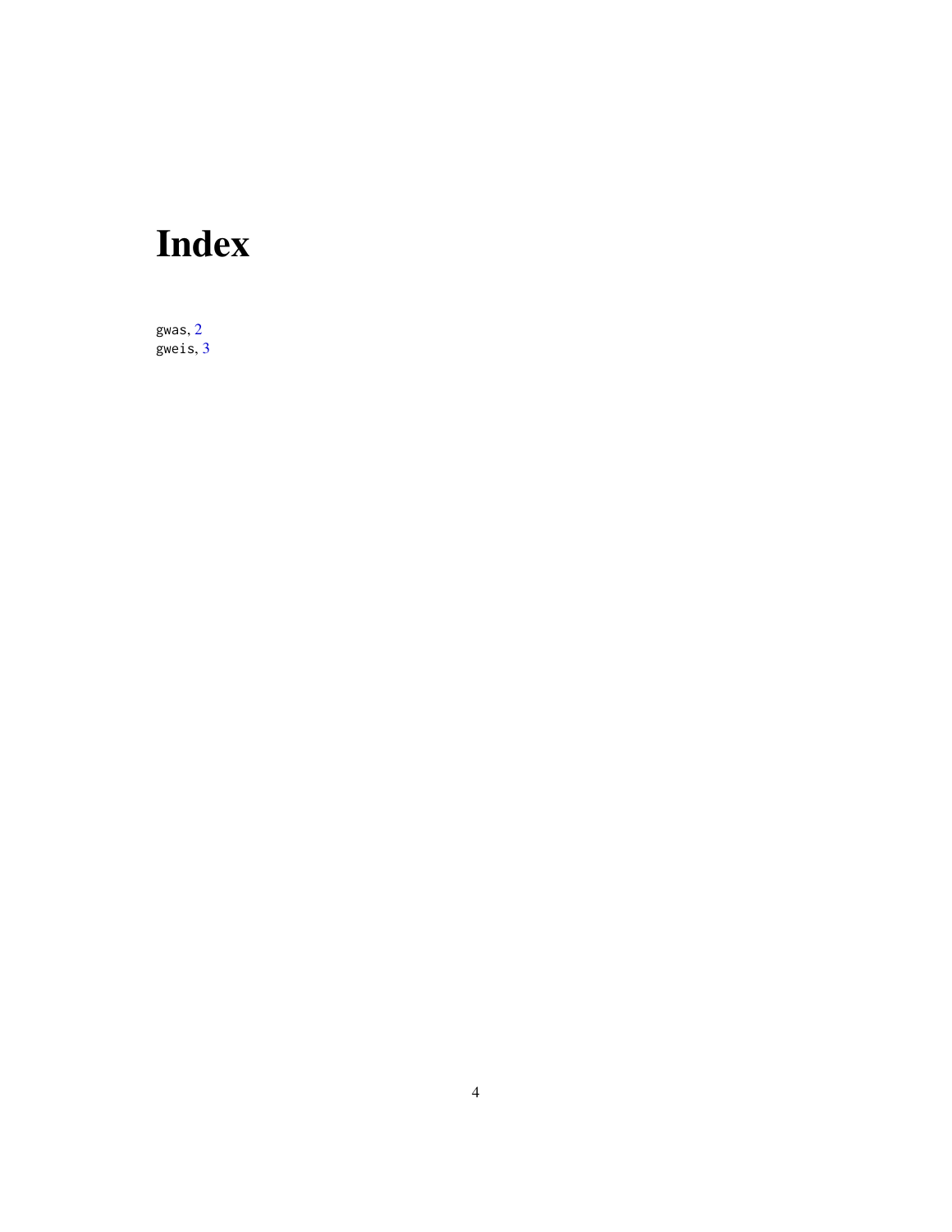# Index

gwas, 2
gweis, 3